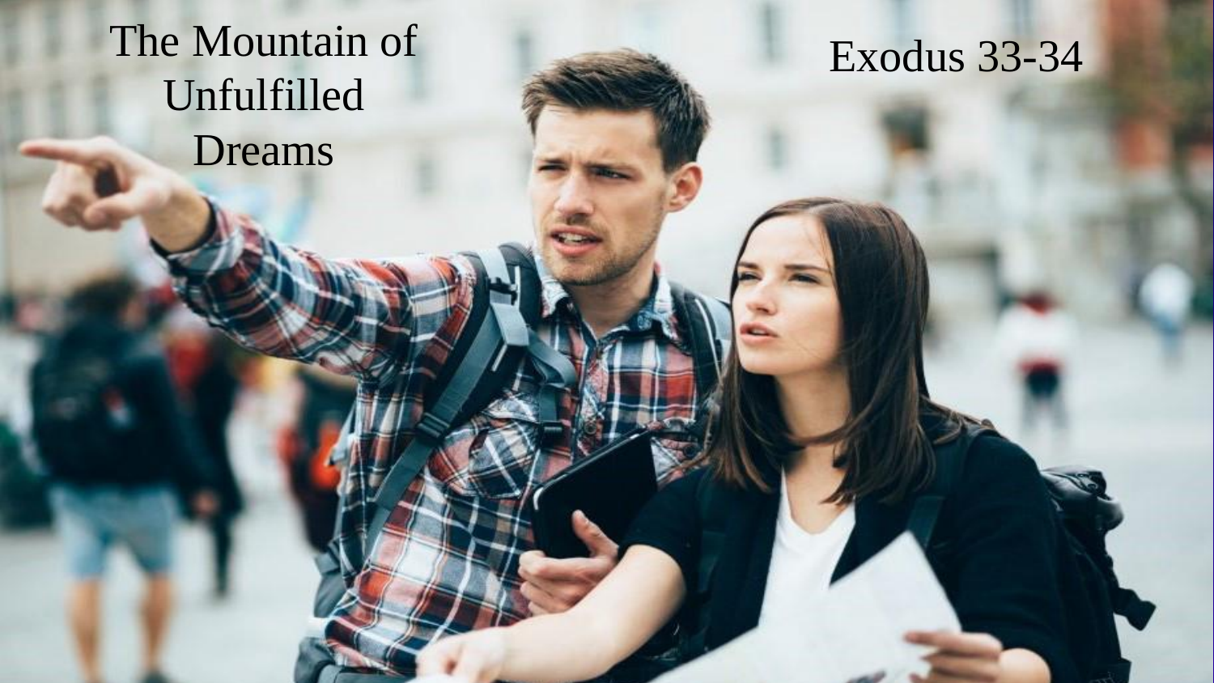# The Mountain of Unfulfilled Dreams

Exodus 33-34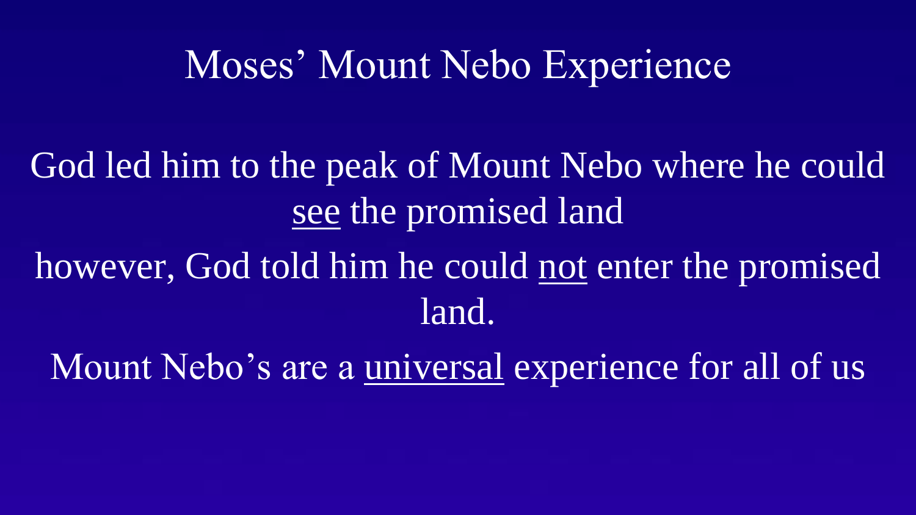# Moses' Mount Nebo Experience

God led him to the peak of Mount Nebo where he could <u>see</u> the promised land

however, God told him he could <u>not</u> enter the promised land.

Mount Nebo's are a <u>universal</u> experience for all of us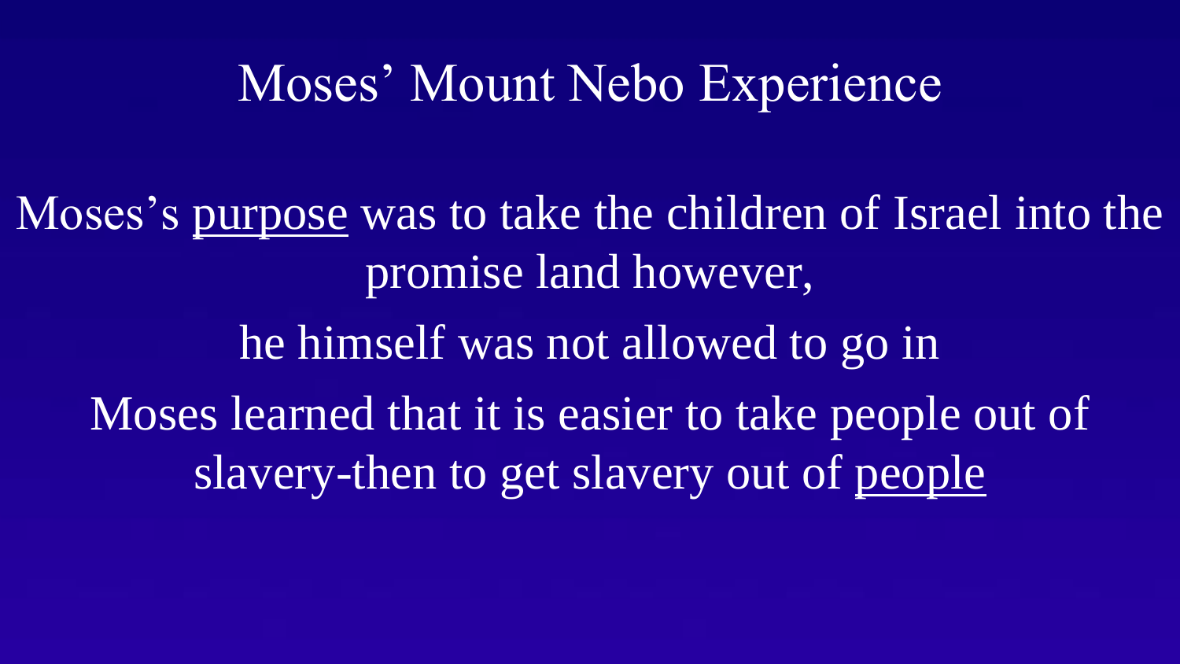# Moses' Mount Nebo Experience

Moses's <u>purpose</u> was to take the children of Israel into the promise land however,

he himself was not allowed to go in

Moses learned that it is easier to take people out of slavery-then to get slavery out of <u>people</u>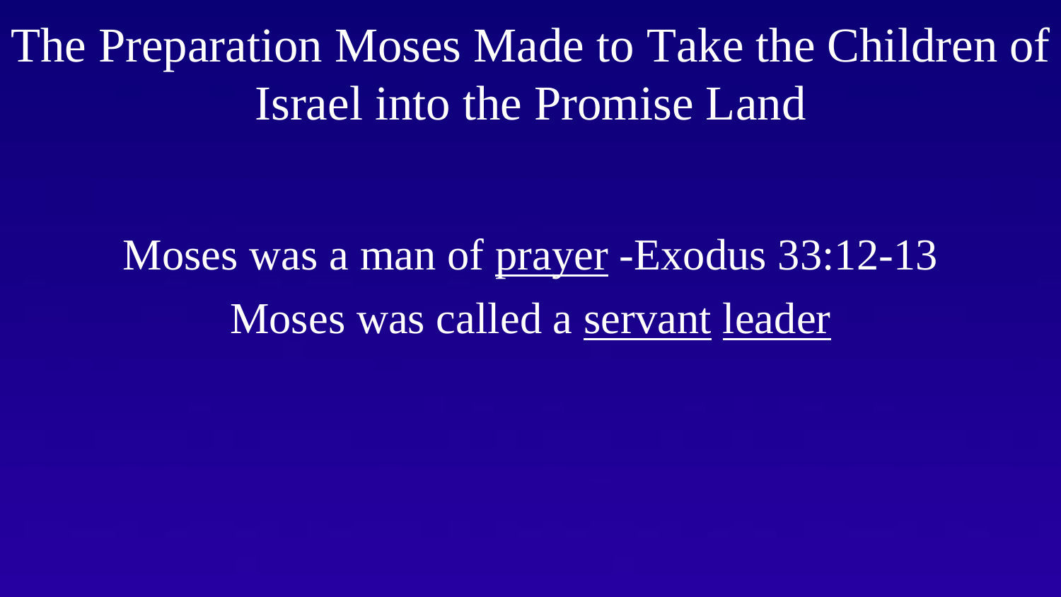# The Preparation Moses Made to Take the Children of Israel into the Promise Land

Moses was a man of <u>prayer</u> -Exodus 33:12-13

Moses was called a <u>servant</u> <u>leader</u>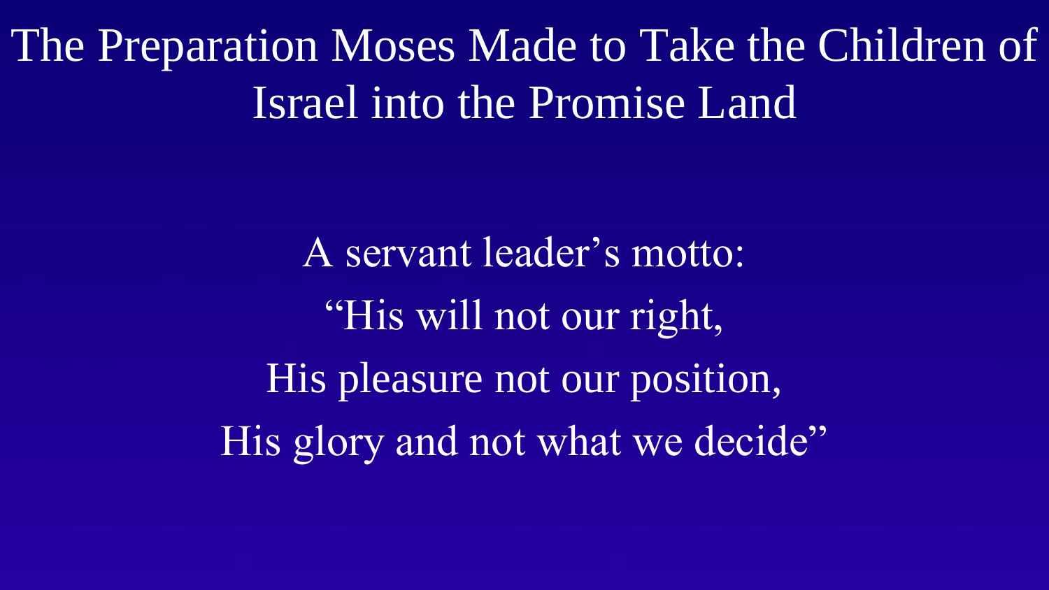# The Preparation Moses Made to Take the Children of Israel into the Promise Land

A servant leader's motto:

"His will not our right,

His pleasure not our position,

His glory and not what we decide"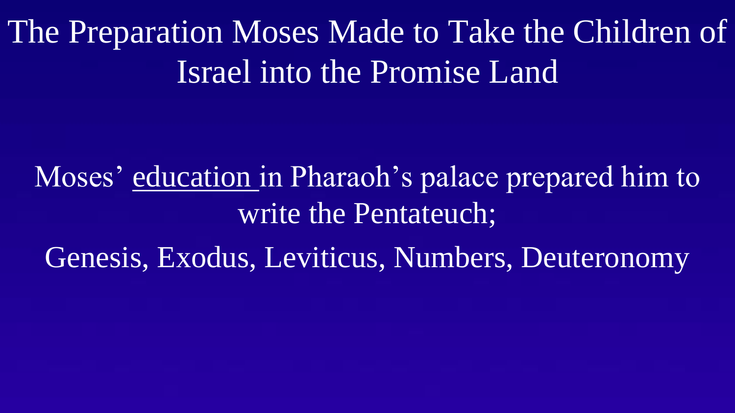# The Preparation Moses Made to Take the Children of Israel into the Promise Land

Moses' <u>education</u> in Pharaoh's palace prepared him to write the Pentateuch;

Genesis, Exodus, Leviticus, Numbers, Deuteronomy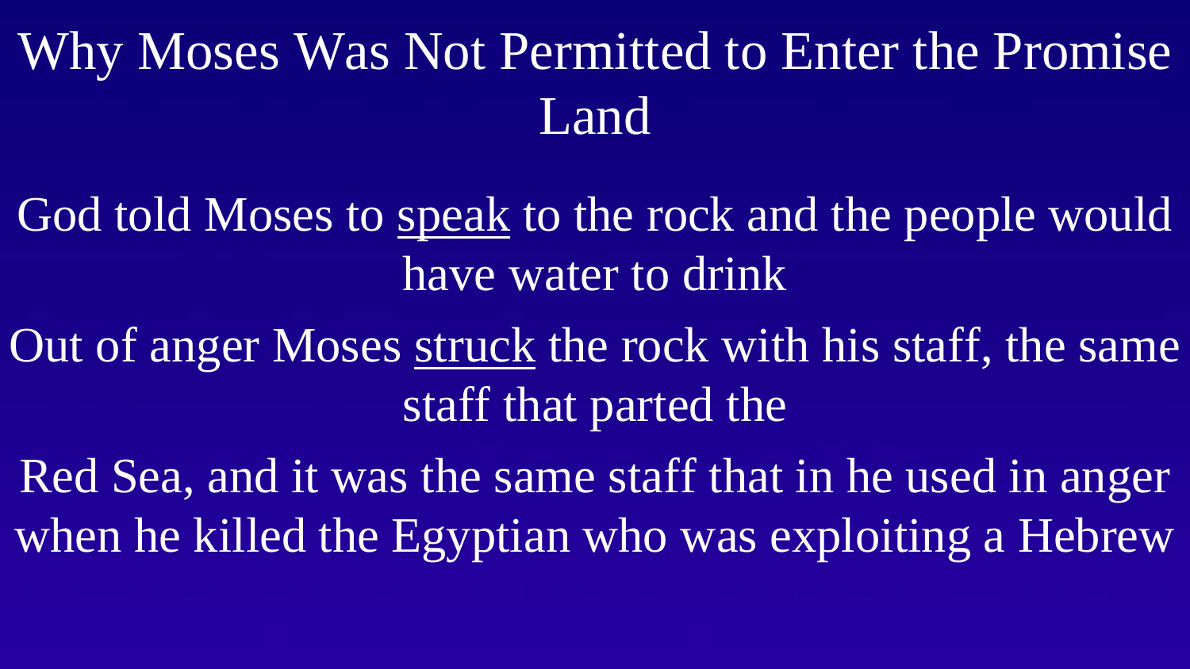# Why Moses Was Not Permitted to Enter the Promise Land

God told Moses to <u>speak</u> to the rock and the people would have water to drink

Out of anger Moses <u>struck</u> the rock with his staff, the same staff that parted the

Red Sea, and it was the same staff that in he used in anger when he killed the Egyptian who was exploiting a Hebrew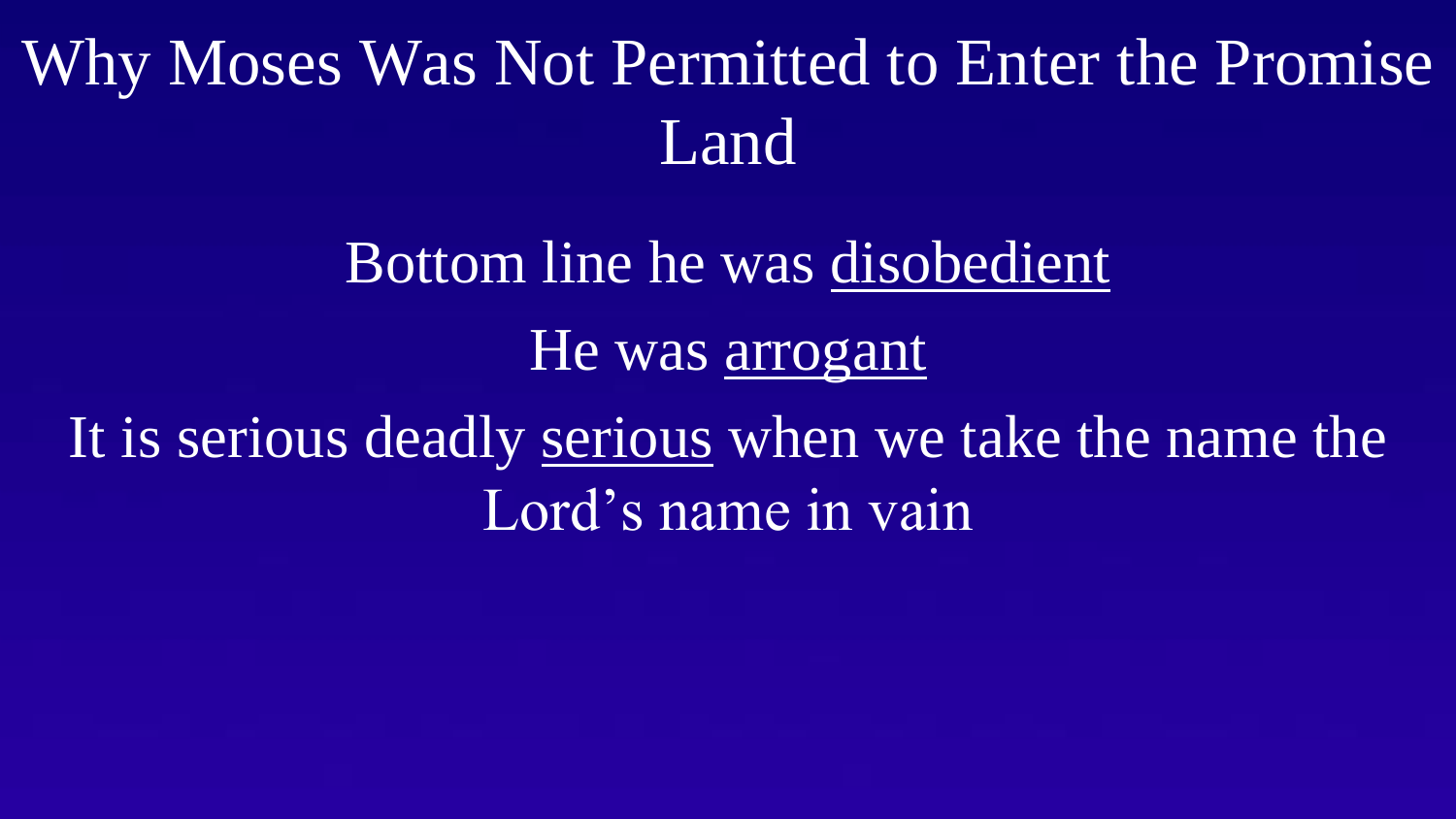# Why Moses Was Not Permitted to Enter the Promise Land

Bottom line he was <u>disobedient</u>

He was <u>arrogant</u>

It is serious deadly <u>serious</u> when we take the name the Lord’s name in vain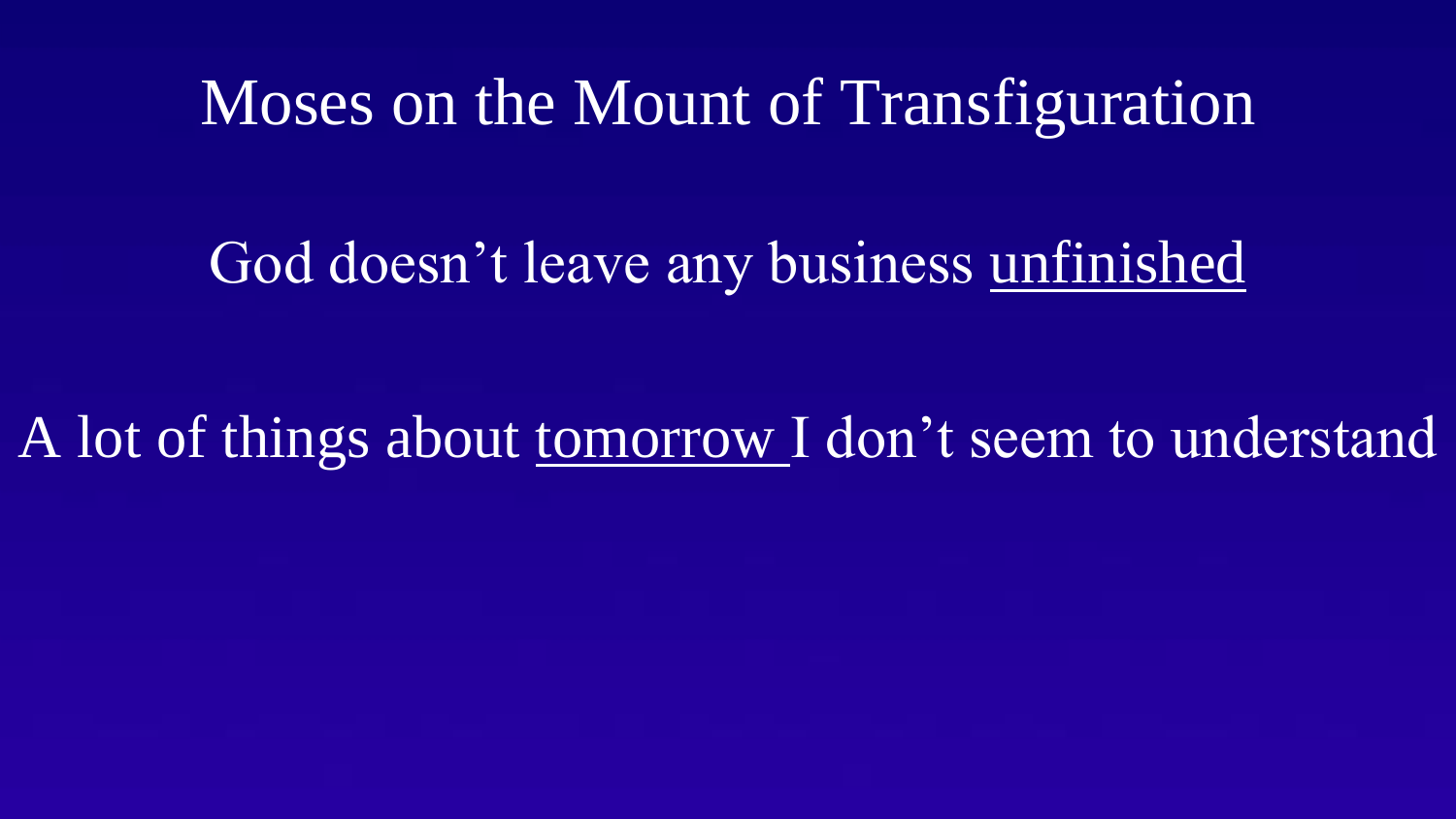# Moses on the Mount of Transfiguration

God doesn't leave any business unfinished

A lot of things about tomorrow I don't seem to understand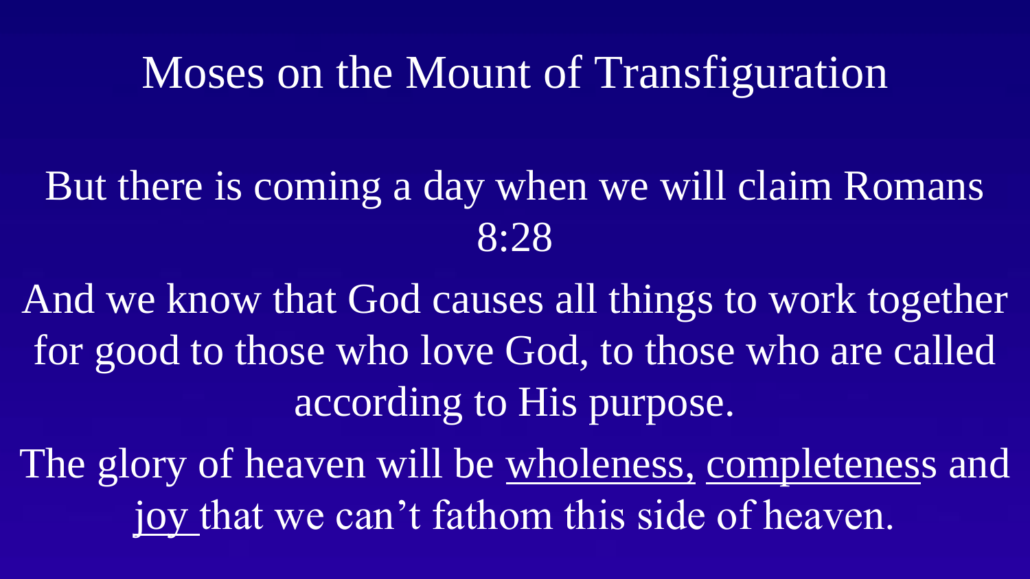# Moses on the Mount of Transfiguration

But there is coming a day when we will claim Romans 8:28

And we know that God causes all things to work together for good to those who love God, to those who are called according to His purpose.

The glory of heaven will be wholeness, completeness and joy that we can't fathom this side of heaven.